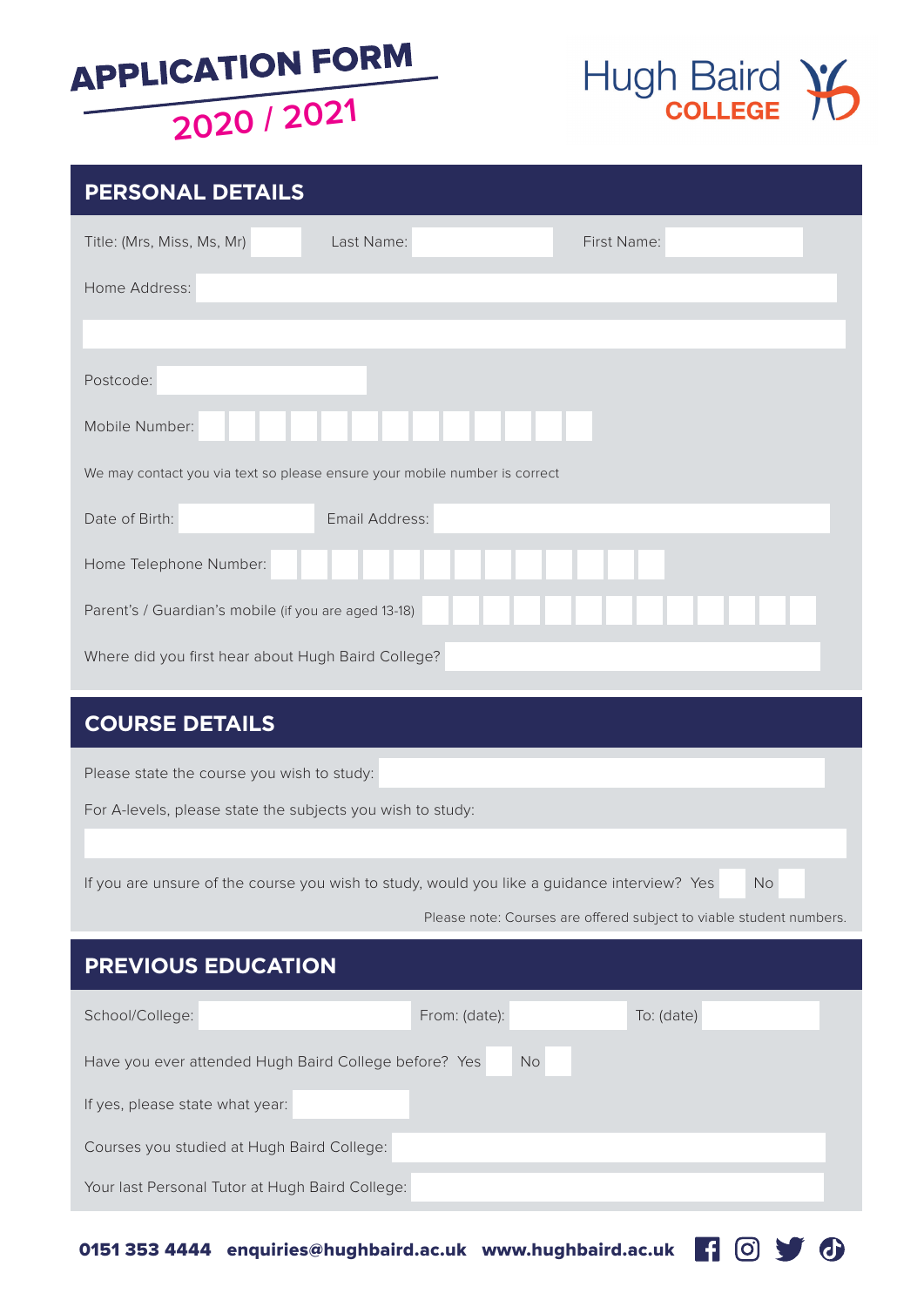# APPLICATION FORM

## 2020 / 2021

Hugh Baird COLLEGE

## PERSONAL DETAILS

Title: (Mrs, Miss, Ms, Mr) ______ Last Name: ______ First Name: ______

Home Address: ______

______

Postcode: ______

Mobile Number: ______

We may contact you via text so please ensure your mobile number is correct

Date of Birth: ______ Email Address: ______

Home Telephone Number: ______

Parent's / Guardian's mobile (if you are aged 13-18) ______

Where did you first hear about Hugh Baird College? ______

## COURSE DETAILS

Please state the course you wish to study: ______

For A-levels, please state the subjects you wish to study:

______

If you are unsure of the course you wish to study, would you like a guidance interview? Yes ☐ No ☐

Please note: Courses are offered subject to viable student numbers.

## PREVIOUS EDUCATION

School/College: ______ From: (date): ______ To: (date) ______

Have you ever attended Hugh Baird College before? Yes ☐ No ☐

If yes, please state what year: ______

Courses you studied at Hugh Baird College: ______

Your last Personal Tutor at Hugh Baird College: ______

**0151 353 4444 enquiries@hughbaird.ac.uk www.hughbaird.ac.uk**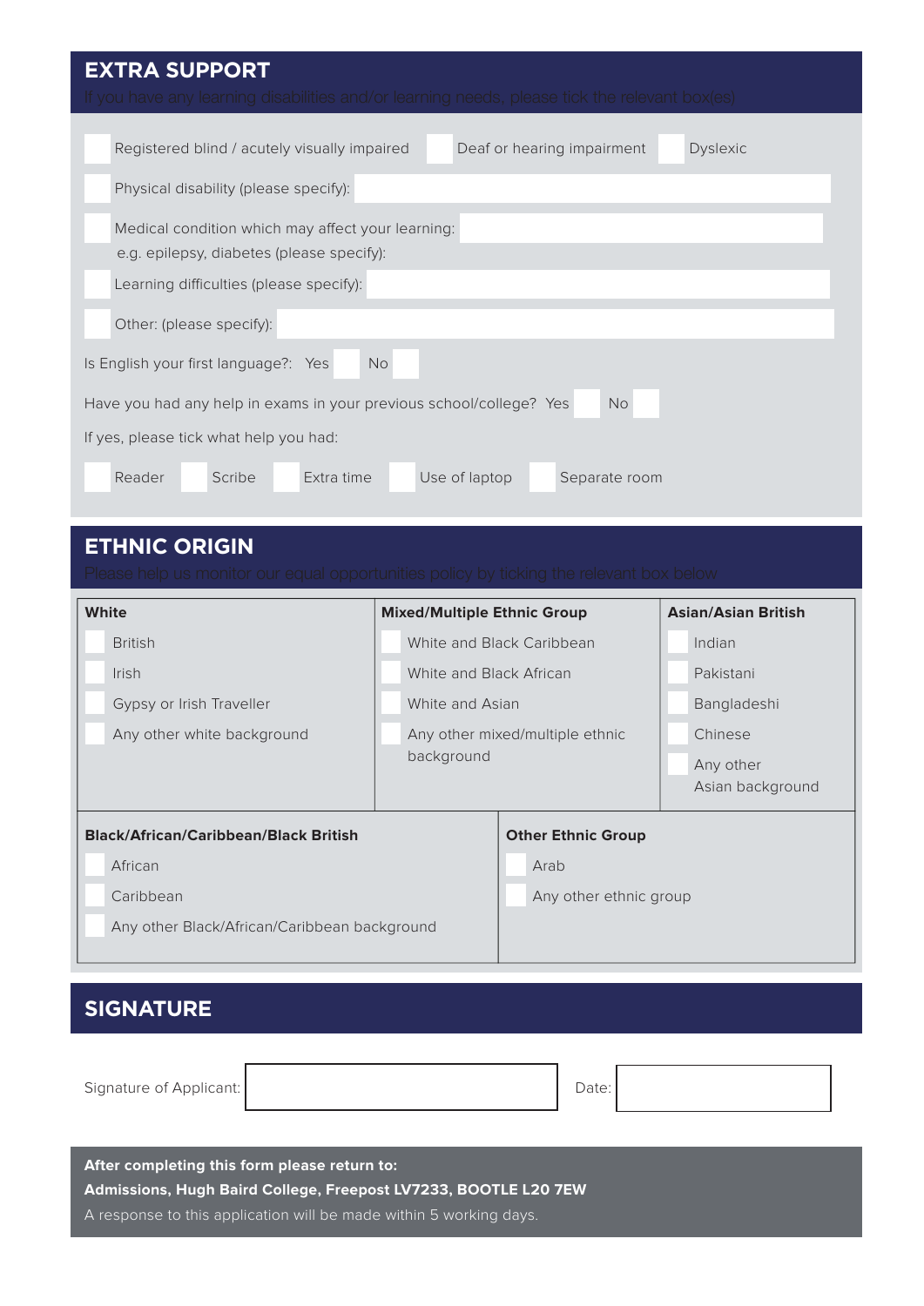## EXTRA SUPPORT

If you have any learning disabilities and/or learning needs, please tick the relevant box(es)

- Registered blind / acutely visually impaired
- Deaf or hearing impairment
- Dyslexic
- Physical disability (please specify):
- Medical condition which may affect your learning: e.g. epilepsy, diabetes (please specify):
- Learning difficulties (please specify):
- Other: (please specify):

Is English your first language?: Yes No

Have you had any help in exams in your previous school/college? Yes No

If yes, please tick what help you had:

Reader Scribe Extra time Use of laptop Separate room

## ETHNIC ORIGIN

Please help us monitor our equal opportunities policy by ticking the relevant box below

| White | Mixed/Multiple Ethnic Group | Asian/Asian British |
|---|---|---|
| British | White and Black Caribbean | Indian |
| Irish | White and Black African | Pakistani |
| Gypsy or Irish Traveller | White and Asian | Bangladeshi |
| Any other white background | Any other mixed/multiple ethnic background | Chinese |
| | | Any other Asian background |

| Black/African/Caribbean/Black British | Other Ethnic Group |
|---|---|
| African | Arab |
| Caribbean | Any other ethnic group |
| Any other Black/African/Caribbean background | |

## SIGNATURE

Signature of Applicant: Date:

**After completing this form please return to:**

**Admissions, Hugh Baird College, Freepost LV7233, BOOTLE L20 7EW**

A response to this application will be made within 5 working days.